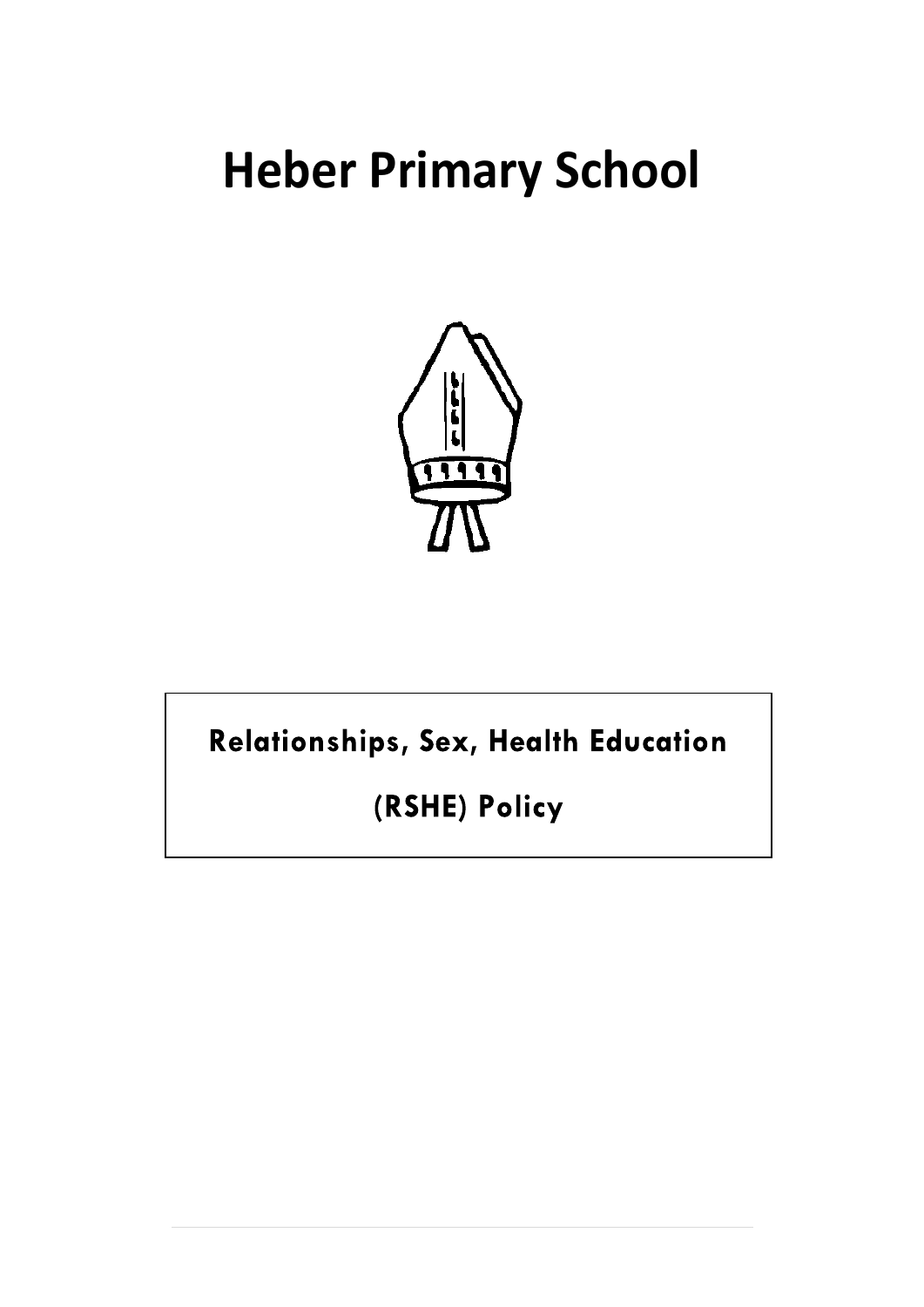# Heber Primary School

**Relationships, Sex, Health Education**

**(RSHE) Policy**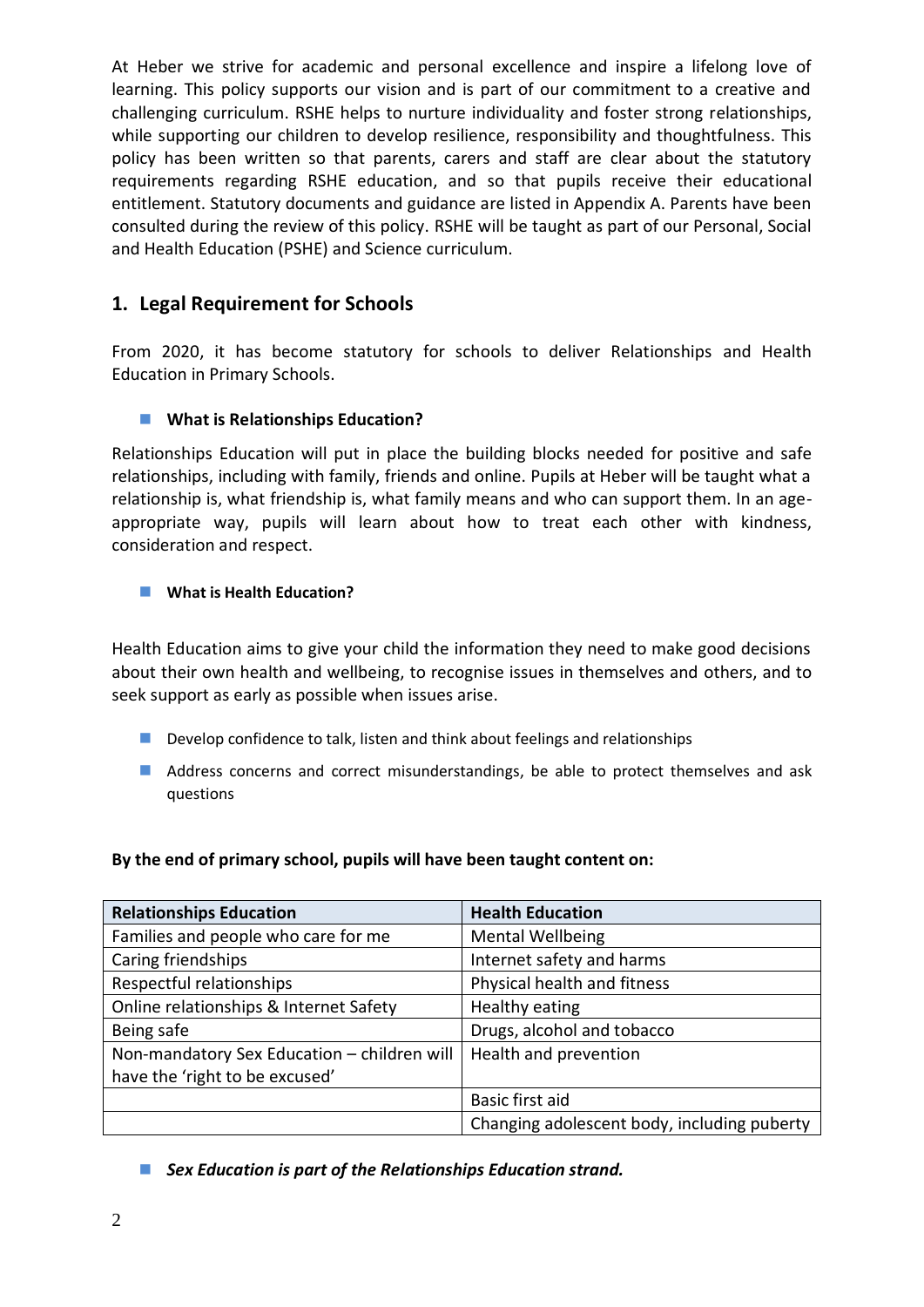At Heber we strive for academic and personal excellence and inspire a lifelong love of learning. This policy supports our vision and is part of our commitment to a creative and challenging curriculum. RSHE helps to nurture individuality and foster strong relationships, while supporting our children to develop resilience, responsibility and thoughtfulness. This policy has been written so that parents, carers and staff are clear about the statutory requirements regarding RSHE education, and so that pupils receive their educational entitlement. Statutory documents and guidance are listed in Appendix A. Parents have been consulted during the review of this policy. RSHE will be taught as part of our Personal, Social and Health Education (PSHE) and Science curriculum.

## 1. Legal Requirement for Schools

From 2020, it has become statutory for schools to deliver Relationships and Health Education in Primary Schools.

- **What is Relationships Education?**

Relationships Education will put in place the building blocks needed for positive and safe relationships, including with family, friends and online. Pupils at Heber will be taught what a relationship is, what friendship is, what family means and who can support them. In an age-appropriate way, pupils will learn about how to treat each other with kindness, consideration and respect.

- **What is Health Education?**

Health Education aims to give your child the information they need to make good decisions about their own health and wellbeing, to recognise issues in themselves and others, and to seek support as early as possible when issues arise.

- Develop confidence to talk, listen and think about feelings and relationships
- Address concerns and correct misunderstandings, be able to protect themselves and ask questions

**By the end of primary school, pupils will have been taught content on:**

| Relationships Education | Health Education |
|---|---|
| Families and people who care for me | Mental Wellbeing |
| Caring friendships | Internet safety and harms |
| Respectful relationships | Physical health and fitness |
| Online relationships & Internet Safety | Healthy eating |
| Being safe | Drugs, alcohol and tobacco |
| Non-mandatory Sex Education – children will have the 'right to be excused' | Health and prevention |
| | Basic first aid |
| | Changing adolescent body, including puberty |

- ***Sex Education is part of the Relationships Education strand.***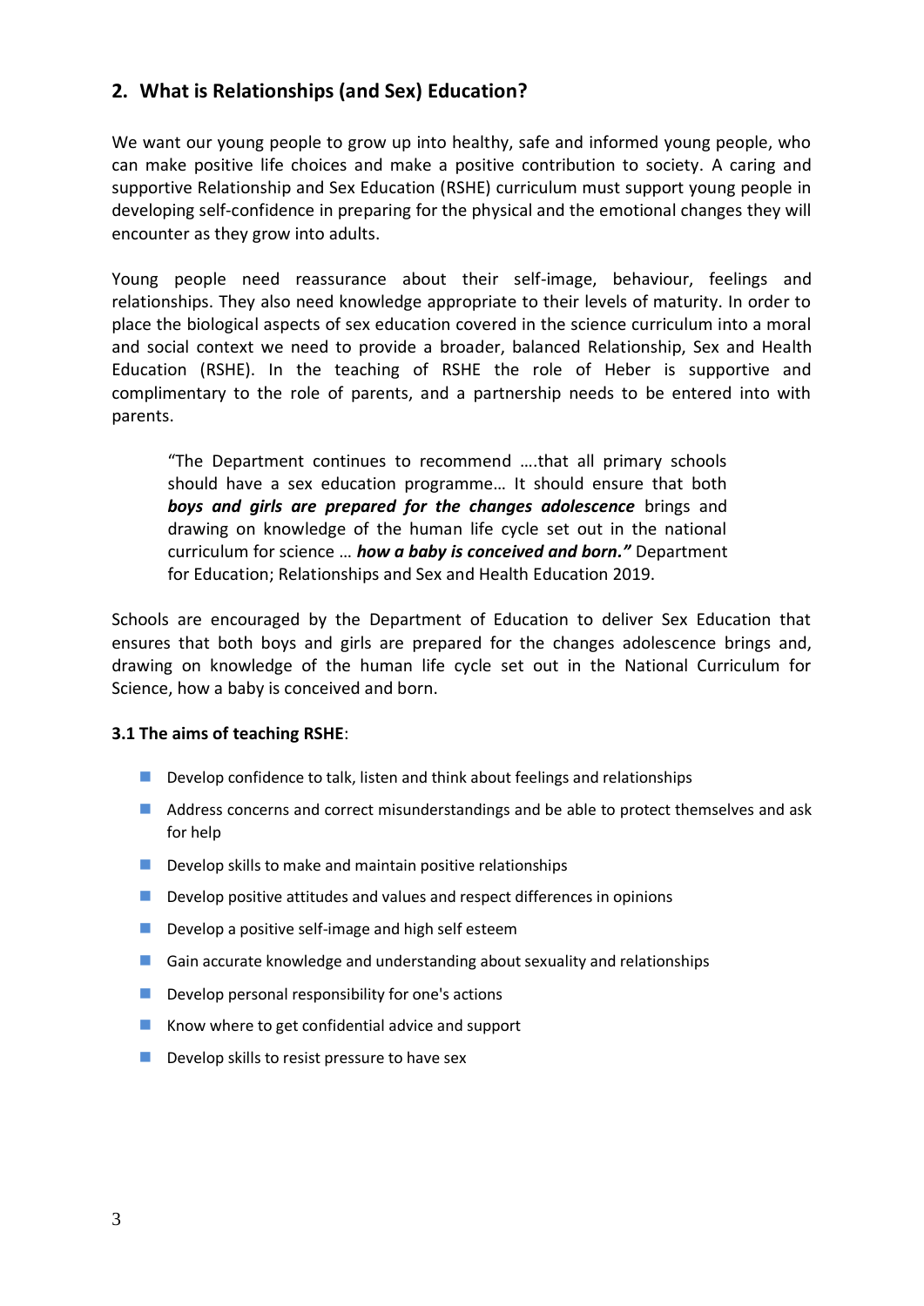## 2. What is Relationships (and Sex) Education?

We want our young people to grow up into healthy, safe and informed young people, who can make positive life choices and make a positive contribution to society. A caring and supportive Relationship and Sex Education (RSHE) curriculum must support young people in developing self-confidence in preparing for the physical and the emotional changes they will encounter as they grow into adults.

Young people need reassurance about their self-image, behaviour, feelings and relationships. They also need knowledge appropriate to their levels of maturity. In order to place the biological aspects of sex education covered in the science curriculum into a moral and social context we need to provide a broader, balanced Relationship, Sex and Health Education (RSHE). In the teaching of RSHE the role of Heber is supportive and complimentary to the role of parents, and a partnership needs to be entered into with parents.

> "The Department continues to recommend ….that all primary schools should have a sex education programme… It should ensure that both ***boys and girls are prepared for the changes adolescence*** brings and drawing on knowledge of the human life cycle set out in the national curriculum for science … ***how a baby is conceived and born."*** Department for Education; Relationships and Sex and Health Education 2019.

Schools are encouraged by the Department of Education to deliver Sex Education that ensures that both boys and girls are prepared for the changes adolescence brings and, drawing on knowledge of the human life cycle set out in the National Curriculum for Science, how a baby is conceived and born.

### 3.1 The aims of teaching RSHE:

- Develop confidence to talk, listen and think about feelings and relationships
- Address concerns and correct misunderstandings and be able to protect themselves and ask for help
- Develop skills to make and maintain positive relationships
- Develop positive attitudes and values and respect differences in opinions
- Develop a positive self-image and high self esteem
- Gain accurate knowledge and understanding about sexuality and relationships
- Develop personal responsibility for one's actions
- Know where to get confidential advice and support
- Develop skills to resist pressure to have sex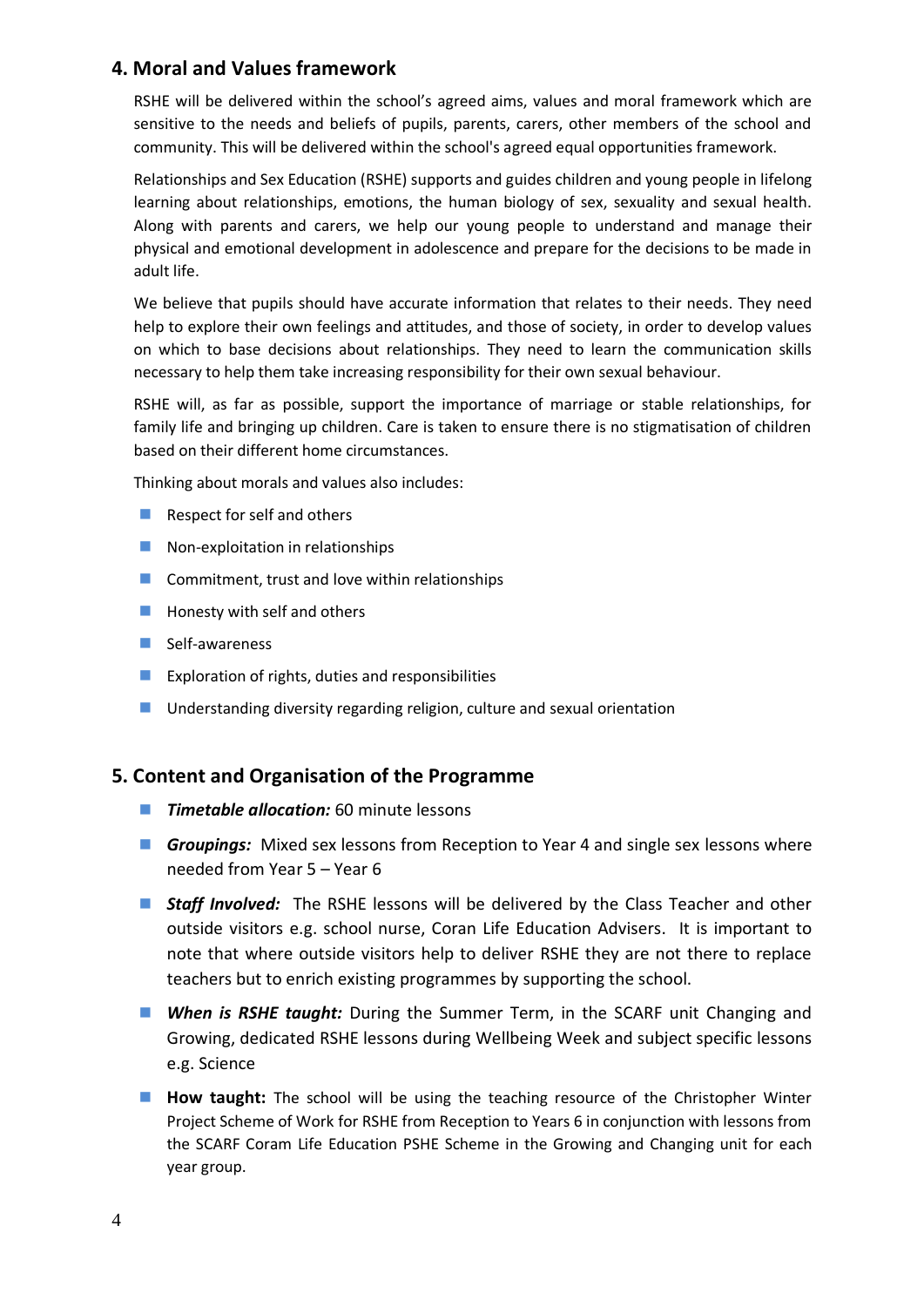## 4. Moral and Values framework

RSHE will be delivered within the school's agreed aims, values and moral framework which are sensitive to the needs and beliefs of pupils, parents, carers, other members of the school and community. This will be delivered within the school's agreed equal opportunities framework.

Relationships and Sex Education (RSHE) supports and guides children and young people in lifelong learning about relationships, emotions, the human biology of sex, sexuality and sexual health. Along with parents and carers, we help our young people to understand and manage their physical and emotional development in adolescence and prepare for the decisions to be made in adult life.

We believe that pupils should have accurate information that relates to their needs. They need help to explore their own feelings and attitudes, and those of society, in order to develop values on which to base decisions about relationships. They need to learn the communication skills necessary to help them take increasing responsibility for their own sexual behaviour.

RSHE will, as far as possible, support the importance of marriage or stable relationships, for family life and bringing up children. Care is taken to ensure there is no stigmatisation of children based on their different home circumstances.

Thinking about morals and values also includes:

- Respect for self and others
- Non-exploitation in relationships
- Commitment, trust and love within relationships
- Honesty with self and others
- Self-awareness
- Exploration of rights, duties and responsibilities
- Understanding diversity regarding religion, culture and sexual orientation

## 5. Content and Organisation of the Programme

- ***Timetable allocation:*** 60 minute lessons
- ***Groupings:*** Mixed sex lessons from Reception to Year 4 and single sex lessons where needed from Year 5 – Year 6
- ***Staff Involved:*** The RSHE lessons will be delivered by the Class Teacher and other outside visitors e.g. school nurse, Coran Life Education Advisers. It is important to note that where outside visitors help to deliver RSHE they are not there to replace teachers but to enrich existing programmes by supporting the school.
- ***When is RSHE taught:*** During the Summer Term, in the SCARF unit Changing and Growing, dedicated RSHE lessons during Wellbeing Week and subject specific lessons e.g. Science
- **How taught:** The school will be using the teaching resource of the Christopher Winter Project Scheme of Work for RSHE from Reception to Years 6 in conjunction with lessons from the SCARF Coram Life Education PSHE Scheme in the Growing and Changing unit for each year group.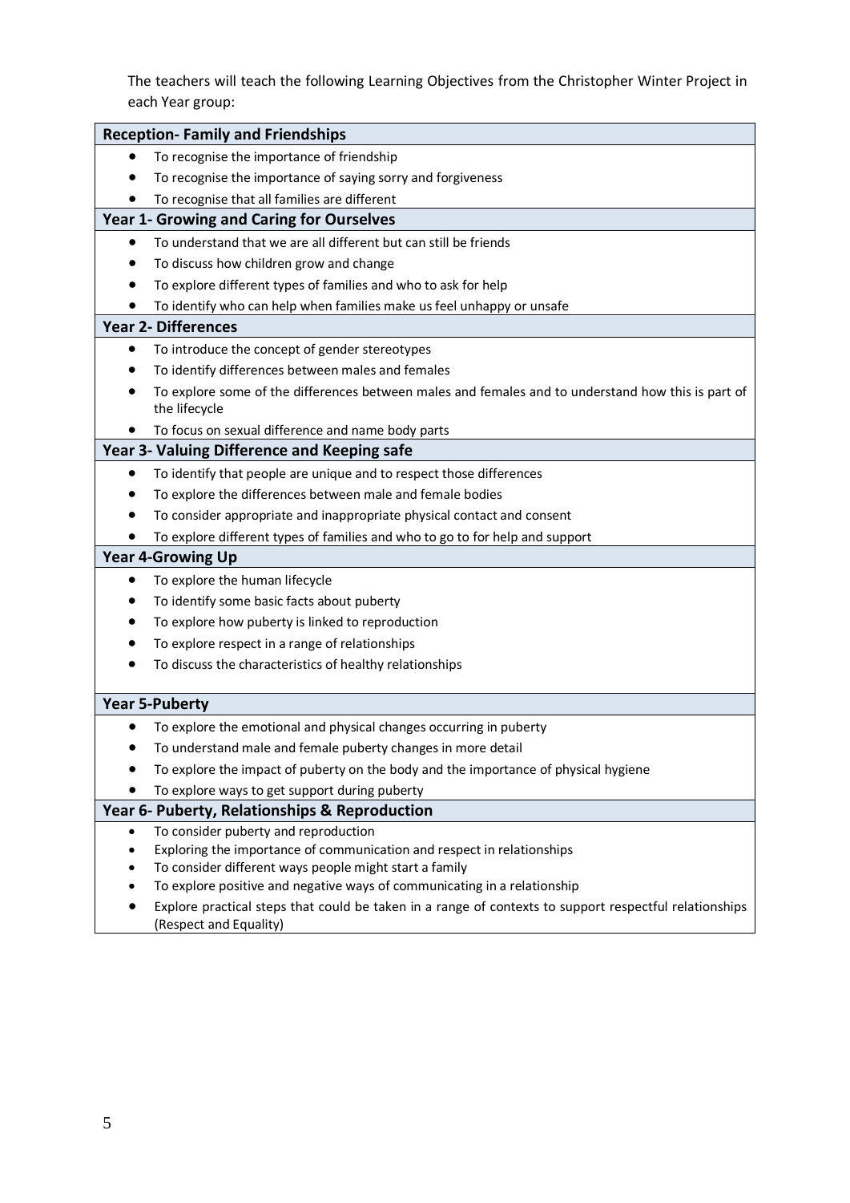The teachers will teach the following Learning Objectives from the Christopher Winter Project in each Year group:

**Reception- Family and Friendships**

- To recognise the importance of friendship
- To recognise the importance of saying sorry and forgiveness
- To recognise that all families are different

**Year 1- Growing and Caring for Ourselves**

- To understand that we are all different but can still be friends
- To discuss how children grow and change
- To explore different types of families and who to ask for help
- To identify who can help when families make us feel unhappy or unsafe

**Year 2- Differences**

- To introduce the concept of gender stereotypes
- To identify differences between males and females
- To explore some of the differences between males and females and to understand how this is part of the lifecycle
- To focus on sexual difference and name body parts

**Year 3- Valuing Difference and Keeping safe**

- To identify that people are unique and to respect those differences
- To explore the differences between male and female bodies
- To consider appropriate and inappropriate physical contact and consent
- To explore different types of families and who to go to for help and support

**Year 4-Growing Up**

- To explore the human lifecycle
- To identify some basic facts about puberty
- To explore how puberty is linked to reproduction
- To explore respect in a range of relationships
- To discuss the characteristics of healthy relationships

**Year 5-Puberty**

- To explore the emotional and physical changes occurring in puberty
- To understand male and female puberty changes in more detail
- To explore the impact of puberty on the body and the importance of physical hygiene
- To explore ways to get support during puberty

**Year 6- Puberty, Relationships & Reproduction**

- To consider puberty and reproduction
- Exploring the importance of communication and respect in relationships
- To consider different ways people might start a family
- To explore positive and negative ways of communicating in a relationship
- Explore practical steps that could be taken in a range of contexts to support respectful relationships (Respect and Equality)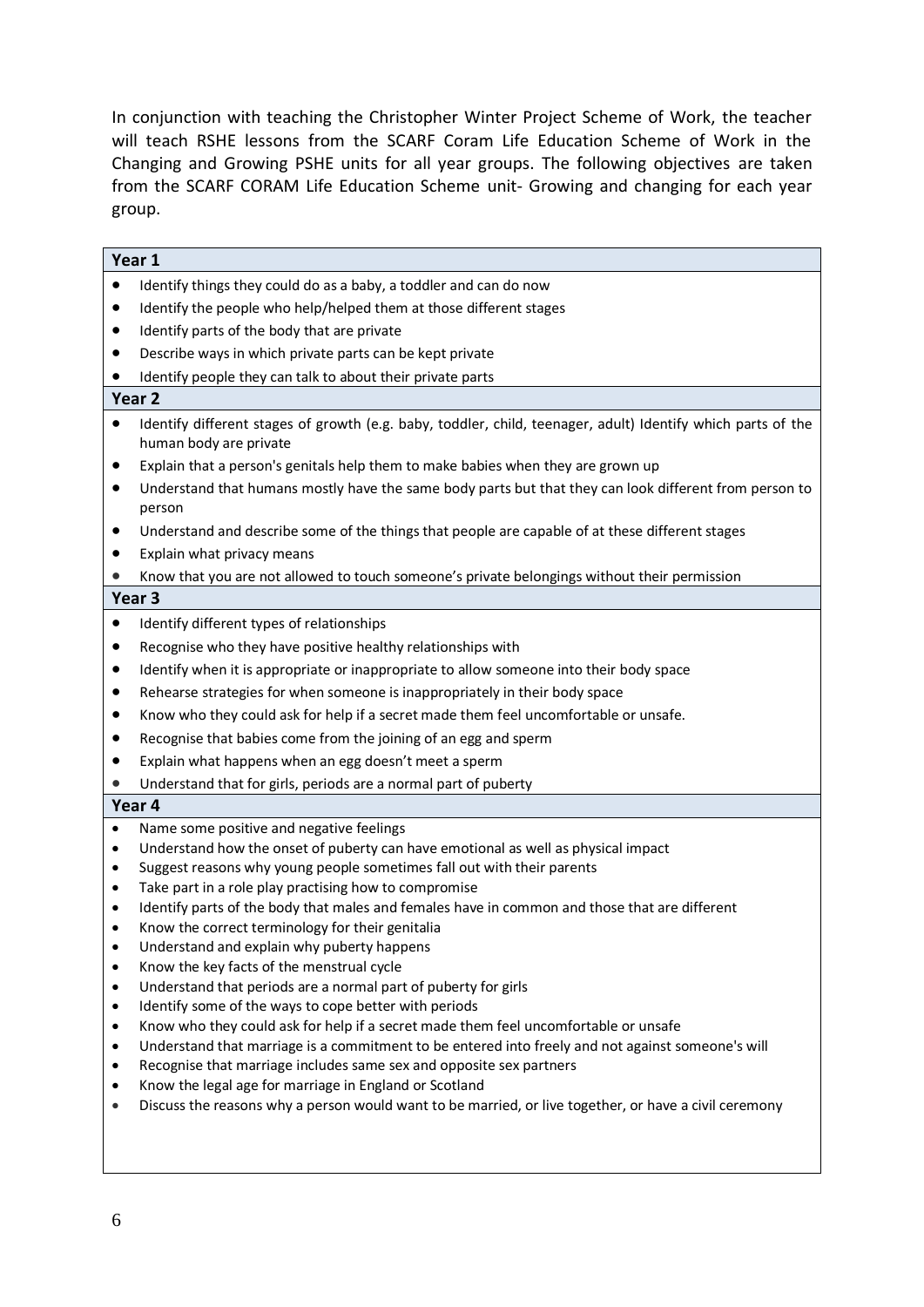In conjunction with teaching the Christopher Winter Project Scheme of Work, the teacher will teach RSHE lessons from the SCARF Coram Life Education Scheme of Work in the Changing and Growing PSHE units for all year groups. The following objectives are taken from the SCARF CORAM Life Education Scheme unit- Growing and changing for each year group.

**Year 1**

- Identify things they could do as a baby, a toddler and can do now
- Identify the people who help/helped them at those different stages
- Identify parts of the body that are private
- Describe ways in which private parts can be kept private
- Identify people they can talk to about their private parts

**Year 2**

- Identify different stages of growth (e.g. baby, toddler, child, teenager, adult) Identify which parts of the human body are private
- Explain that a person's genitals help them to make babies when they are grown up
- Understand that humans mostly have the same body parts but that they can look different from person to person
- Understand and describe some of the things that people are capable of at these different stages
- Explain what privacy means
- Know that you are not allowed to touch someone's private belongings without their permission

**Year 3**

- Identify different types of relationships
- Recognise who they have positive healthy relationships with
- Identify when it is appropriate or inappropriate to allow someone into their body space
- Rehearse strategies for when someone is inappropriately in their body space
- Know who they could ask for help if a secret made them feel uncomfortable or unsafe.
- Recognise that babies come from the joining of an egg and sperm
- Explain what happens when an egg doesn't meet a sperm
- Understand that for girls, periods are a normal part of puberty

**Year 4**

- Name some positive and negative feelings
- Understand how the onset of puberty can have emotional as well as physical impact
- Suggest reasons why young people sometimes fall out with their parents
- Take part in a role play practising how to compromise
- Identify parts of the body that males and females have in common and those that are different
- Know the correct terminology for their genitalia
- Understand and explain why puberty happens
- Know the key facts of the menstrual cycle
- Understand that periods are a normal part of puberty for girls
- Identify some of the ways to cope better with periods
- Know who they could ask for help if a secret made them feel uncomfortable or unsafe
- Understand that marriage is a commitment to be entered into freely and not against someone's will
- Recognise that marriage includes same sex and opposite sex partners
- Know the legal age for marriage in England or Scotland
- Discuss the reasons why a person would want to be married, or live together, or have a civil ceremony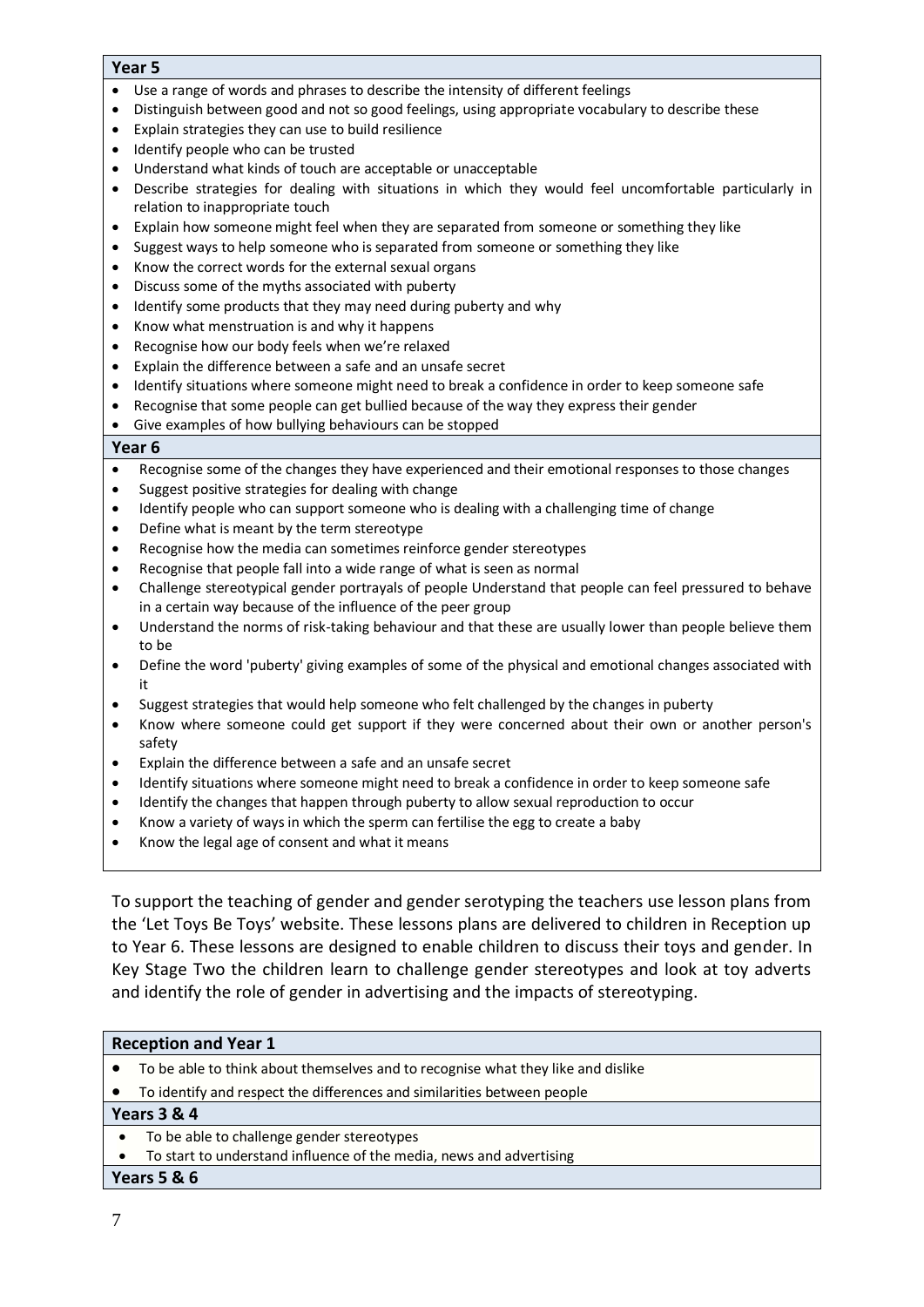| Year 5 |
|---|
| • Use a range of words and phrases to describe the intensity of different feelings<br>• Distinguish between good and not so good feelings, using appropriate vocabulary to describe these<br>• Explain strategies they can use to build resilience<br>• Identify people who can be trusted<br>• Understand what kinds of touch are acceptable or unacceptable<br>• Describe strategies for dealing with situations in which they would feel uncomfortable particularly in relation to inappropriate touch<br>• Explain how someone might feel when they are separated from someone or something they like<br>• Suggest ways to help someone who is separated from someone or something they like<br>• Know the correct words for the external sexual organs<br>• Discuss some of the myths associated with puberty<br>• Identify some products that they may need during puberty and why<br>• Know what menstruation is and why it happens<br>• Recognise how our body feels when we're relaxed<br>• Explain the difference between a safe and an unsafe secret<br>• Identify situations where someone might need to break a confidence in order to keep someone safe<br>• Recognise that some people can get bullied because of the way they express their gender<br>• Give examples of how bullying behaviours can be stopped |
| **Year 6** |
| • Recognise some of the changes they have experienced and their emotional responses to those changes<br>• Suggest positive strategies for dealing with change<br>• Identify people who can support someone who is dealing with a challenging time of change<br>• Define what is meant by the term stereotype<br>• Recognise how the media can sometimes reinforce gender stereotypes<br>• Recognise that people fall into a wide range of what is seen as normal<br>• Challenge stereotypical gender portrayals of people Understand that people can feel pressured to behave in a certain way because of the influence of the peer group<br>• Understand the norms of risk-taking behaviour and that these are usually lower than people believe them to be<br>• Define the word 'puberty' giving examples of some of the physical and emotional changes associated with it<br>• Suggest strategies that would help someone who felt challenged by the changes in puberty<br>• Know where someone could get support if they were concerned about their own or another person's safety<br>• Explain the difference between a safe and an unsafe secret<br>• Identify situations where someone might need to break a confidence in order to keep someone safe<br>• Identify the changes that happen through puberty to allow sexual reproduction to occur<br>• Know a variety of ways in which the sperm can fertilise the egg to create a baby<br>• Know the legal age of consent and what it means |

To support the teaching of gender and gender serotyping the teachers use lesson plans from the 'Let Toys Be Toys' website. These lessons plans are delivered to children in Reception up to Year 6. These lessons are designed to enable children to discuss their toys and gender. In Key Stage Two the children learn to challenge gender stereotypes and look at toy adverts and identify the role of gender in advertising and the impacts of stereotyping.

| Reception and Year 1 |
|---|
| • To be able to think about themselves and to recognise what they like and dislike<br>• To identify and respect the differences and similarities between people |
| **Years 3 & 4** |
| • To be able to challenge gender stereotypes<br>• To start to understand influence of the media, news and advertising |
| **Years 5 & 6** |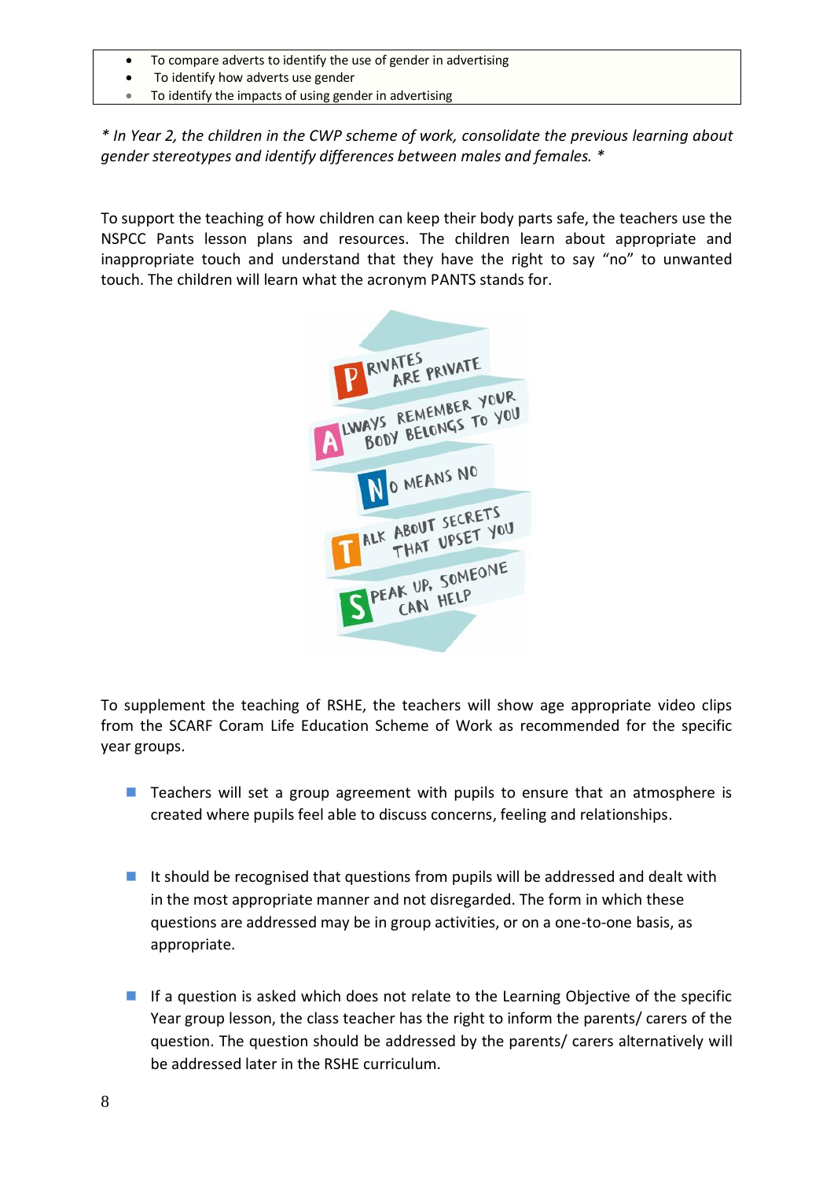- To compare adverts to identify the use of gender in advertising
- To identify how adverts use gender
- To identify the impacts of using gender in advertising

*\* In Year 2, the children in the CWP scheme of work, consolidate the previous learning about gender stereotypes and identify differences between males and females. \**

To support the teaching of how children can keep their body parts safe, the teachers use the NSPCC Pants lesson plans and resources. The children learn about appropriate and inappropriate touch and understand that they have the right to say "no" to unwanted touch. The children will learn what the acronym PANTS stands for.

**P**rivates are private
**A**lways remember your body belongs to you
**N**o means no
**T**alk about secrets that upset you
**S**peak up, someone can help

To supplement the teaching of RSHE, the teachers will show age appropriate video clips from the SCARF Coram Life Education Scheme of Work as recommended for the specific year groups.

- Teachers will set a group agreement with pupils to ensure that an atmosphere is created where pupils feel able to discuss concerns, feeling and relationships.

- It should be recognised that questions from pupils will be addressed and dealt with in the most appropriate manner and not disregarded. The form in which these questions are addressed may be in group activities, or on a one-to-one basis, as appropriate.

- If a question is asked which does not relate to the Learning Objective of the specific Year group lesson, the class teacher has the right to inform the parents/ carers of the question. The question should be addressed by the parents/ carers alternatively will be addressed later in the RSHE curriculum.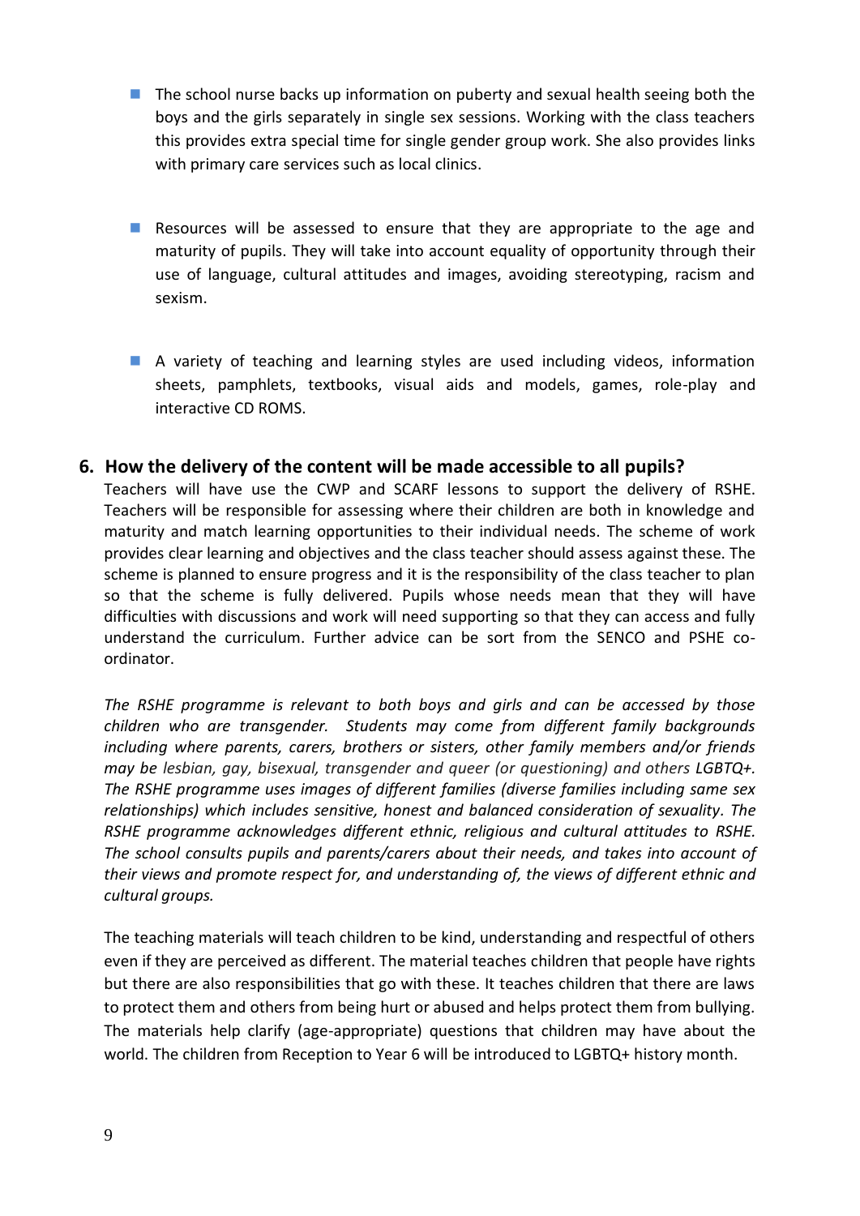- The school nurse backs up information on puberty and sexual health seeing both the boys and the girls separately in single sex sessions. Working with the class teachers this provides extra special time for single gender group work. She also provides links with primary care services such as local clinics.

- Resources will be assessed to ensure that they are appropriate to the age and maturity of pupils. They will take into account equality of opportunity through their use of language, cultural attitudes and images, avoiding stereotyping, racism and sexism.

- A variety of teaching and learning styles are used including videos, information sheets, pamphlets, textbooks, visual aids and models, games, role-play and interactive CD ROMS.

## 6. How the delivery of the content will be made accessible to all pupils?

Teachers will have use the CWP and SCARF lessons to support the delivery of RSHE. Teachers will be responsible for assessing where their children are both in knowledge and maturity and match learning opportunities to their individual needs. The scheme of work provides clear learning and objectives and the class teacher should assess against these. The scheme is planned to ensure progress and it is the responsibility of the class teacher to plan so that the scheme is fully delivered. Pupils whose needs mean that they will have difficulties with discussions and work will need supporting so that they can access and fully understand the curriculum. Further advice can be sort from the SENCO and PSHE co-ordinator.

*The RSHE programme is relevant to both boys and girls and can be accessed by those children who are transgender. Students may come from different family backgrounds including where parents, carers, brothers or sisters, other family members and/or friends may be lesbian, gay, bisexual, transgender and queer (or questioning) and others LGBTQ+. The RSHE programme uses images of different families (diverse families including same sex relationships) which includes sensitive, honest and balanced consideration of sexuality. The RSHE programme acknowledges different ethnic, religious and cultural attitudes to RSHE. The school consults pupils and parents/carers about their needs, and takes into account of their views and promote respect for, and understanding of, the views of different ethnic and cultural groups.*

The teaching materials will teach children to be kind, understanding and respectful of others even if they are perceived as different. The material teaches children that people have rights but there are also responsibilities that go with these. It teaches children that there are laws to protect them and others from being hurt or abused and helps protect them from bullying. The materials help clarify (age-appropriate) questions that children may have about the world. The children from Reception to Year 6 will be introduced to LGBTQ+ history month.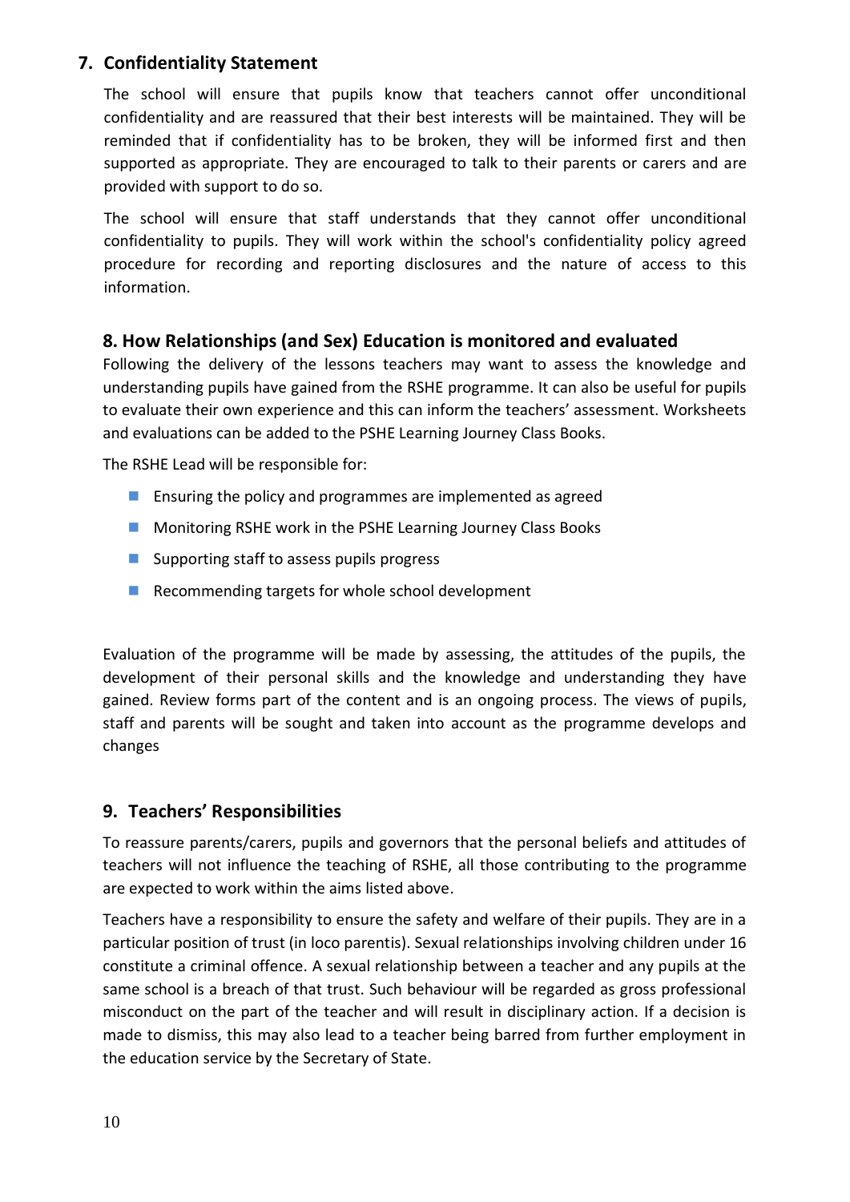## 7. Confidentiality Statement

The school will ensure that pupils know that teachers cannot offer unconditional confidentiality and are reassured that their best interests will be maintained. They will be reminded that if confidentiality has to be broken, they will be informed first and then supported as appropriate. They are encouraged to talk to their parents or carers and are provided with support to do so.

The school will ensure that staff understands that they cannot offer unconditional confidentiality to pupils. They will work within the school's confidentiality policy agreed procedure for recording and reporting disclosures and the nature of access to this information.

## 8. How Relationships (and Sex) Education is monitored and evaluated

Following the delivery of the lessons teachers may want to assess the knowledge and understanding pupils have gained from the RSHE programme. It can also be useful for pupils to evaluate their own experience and this can inform the teachers' assessment. Worksheets and evaluations can be added to the PSHE Learning Journey Class Books.

The RSHE Lead will be responsible for:

- Ensuring the policy and programmes are implemented as agreed
- Monitoring RSHE work in the PSHE Learning Journey Class Books
- Supporting staff to assess pupils progress
- Recommending targets for whole school development

Evaluation of the programme will be made by assessing, the attitudes of the pupils, the development of their personal skills and the knowledge and understanding they have gained. Review forms part of the content and is an ongoing process. The views of pupils, staff and parents will be sought and taken into account as the programme develops and changes

## 9. Teachers' Responsibilities

To reassure parents/carers, pupils and governors that the personal beliefs and attitudes of teachers will not influence the teaching of RSHE, all those contributing to the programme are expected to work within the aims listed above.

Teachers have a responsibility to ensure the safety and welfare of their pupils. They are in a particular position of trust (in loco parentis). Sexual relationships involving children under 16 constitute a criminal offence. A sexual relationship between a teacher and any pupils at the same school is a breach of that trust. Such behaviour will be regarded as gross professional misconduct on the part of the teacher and will result in disciplinary action. If a decision is made to dismiss, this may also lead to a teacher being barred from further employment in the education service by the Secretary of State.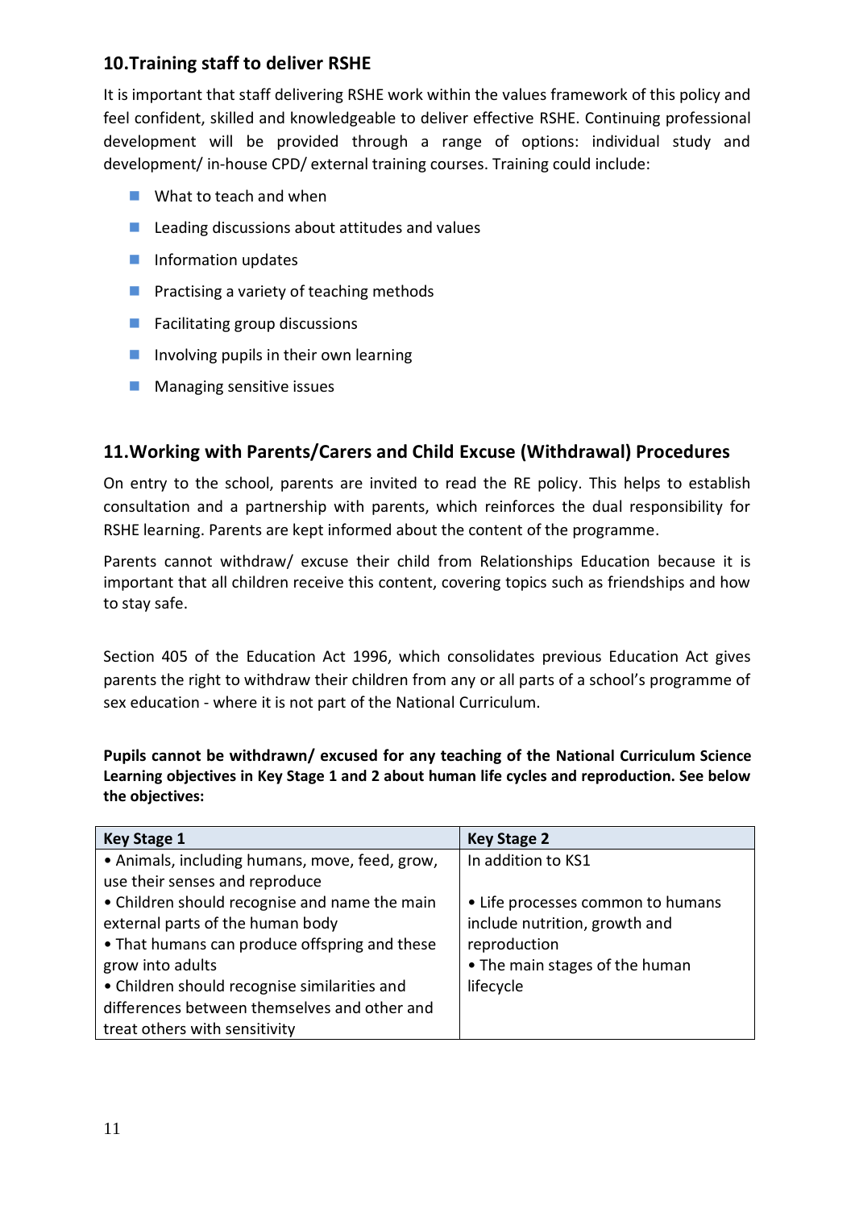## 10.Training staff to deliver RSHE

It is important that staff delivering RSHE work within the values framework of this policy and feel confident, skilled and knowledgeable to deliver effective RSHE. Continuing professional development will be provided through a range of options: individual study and development/ in-house CPD/ external training courses. Training could include:

- What to teach and when
- Leading discussions about attitudes and values
- Information updates
- Practising a variety of teaching methods
- Facilitating group discussions
- Involving pupils in their own learning
- Managing sensitive issues

## 11.Working with Parents/Carers and Child Excuse (Withdrawal) Procedures

On entry to the school, parents are invited to read the RE policy. This helps to establish consultation and a partnership with parents, which reinforces the dual responsibility for RSHE learning. Parents are kept informed about the content of the programme.

Parents cannot withdraw/ excuse their child from Relationships Education because it is important that all children receive this content, covering topics such as friendships and how to stay safe.

Section 405 of the Education Act 1996, which consolidates previous Education Act gives parents the right to withdraw their children from any or all parts of a school's programme of sex education - where it is not part of the National Curriculum.

**Pupils cannot be withdrawn/ excused for any teaching of the National Curriculum Science Learning objectives in Key Stage 1 and 2 about human life cycles and reproduction. See below the objectives:**

| Key Stage 1 | Key Stage 2 |
| --- | --- |
| • Animals, including humans, move, feed, grow, use their senses and reproduce<br>• Children should recognise and name the main external parts of the human body<br>• That humans can produce offspring and these grow into adults<br>• Children should recognise similarities and differences between themselves and other and treat others with sensitivity | In addition to KS1<br><br>• Life processes common to humans include nutrition, growth and reproduction<br>• The main stages of the human lifecycle |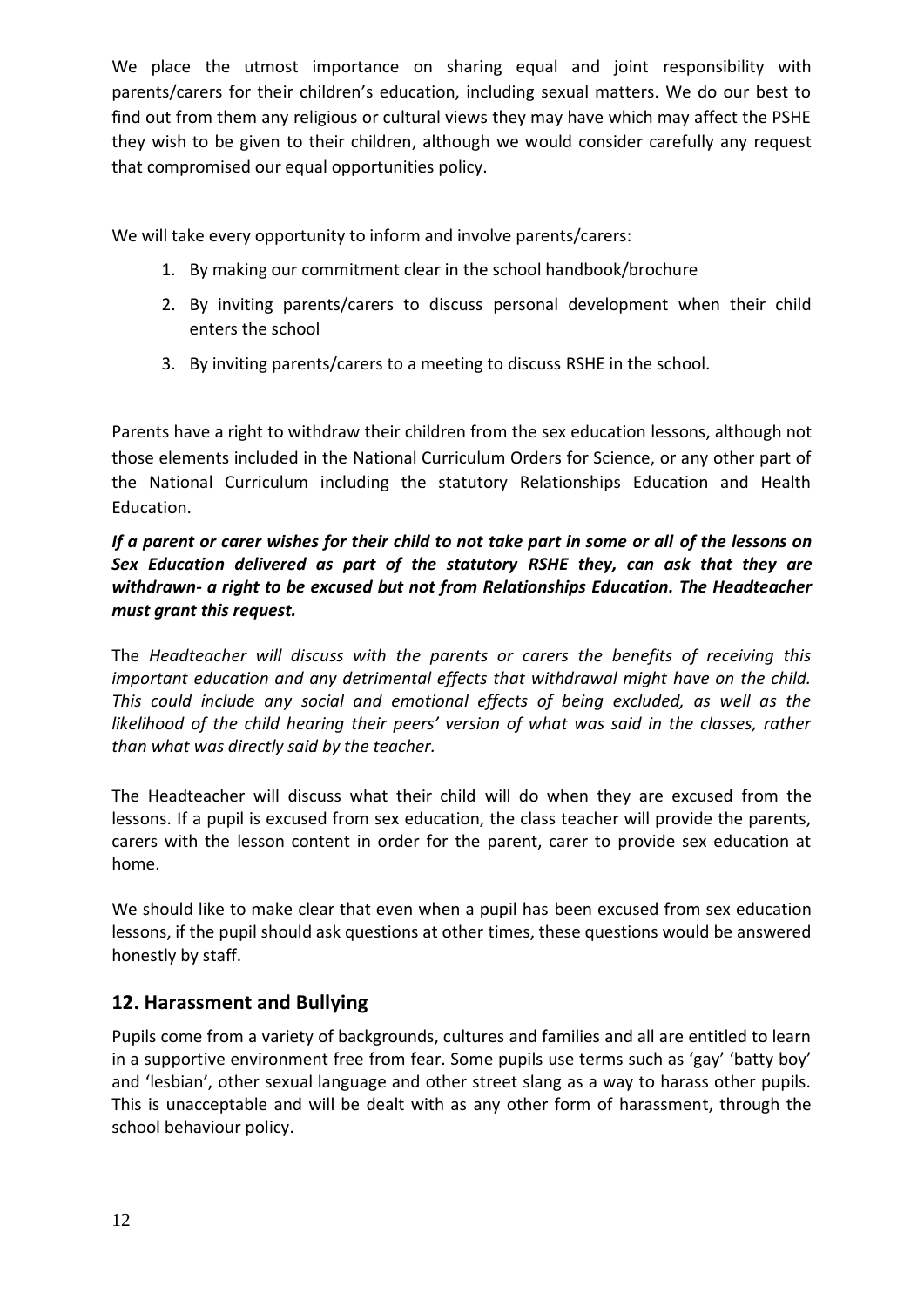We place the utmost importance on sharing equal and joint responsibility with parents/carers for their children's education, including sexual matters. We do our best to find out from them any religious or cultural views they may have which may affect the PSHE they wish to be given to their children, although we would consider carefully any request that compromised our equal opportunities policy.

We will take every opportunity to inform and involve parents/carers:

1. By making our commitment clear in the school handbook/brochure
2. By inviting parents/carers to discuss personal development when their child enters the school
3. By inviting parents/carers to a meeting to discuss RSHE in the school.

Parents have a right to withdraw their children from the sex education lessons, although not those elements included in the National Curriculum Orders for Science, or any other part of the National Curriculum including the statutory Relationships Education and Health Education.

***If a parent or carer wishes for their child to not take part in some or all of the lessons on Sex Education delivered as part of the statutory RSHE they, can ask that they are withdrawn- a right to be excused but not from Relationships Education. The Headteacher must grant this request.***

The *Headteacher will discuss with the parents or carers the benefits of receiving this important education and any detrimental effects that withdrawal might have on the child. This could include any social and emotional effects of being excluded, as well as the likelihood of the child hearing their peers' version of what was said in the classes, rather than what was directly said by the teacher.*

The Headteacher will discuss what their child will do when they are excused from the lessons. If a pupil is excused from sex education, the class teacher will provide the parents, carers with the lesson content in order for the parent, carer to provide sex education at home.

We should like to make clear that even when a pupil has been excused from sex education lessons, if the pupil should ask questions at other times, these questions would be answered honestly by staff.

## 12. Harassment and Bullying

Pupils come from a variety of backgrounds, cultures and families and all are entitled to learn in a supportive environment free from fear. Some pupils use terms such as 'gay' 'batty boy' and 'lesbian', other sexual language and other street slang as a way to harass other pupils. This is unacceptable and will be dealt with as any other form of harassment, through the school behaviour policy.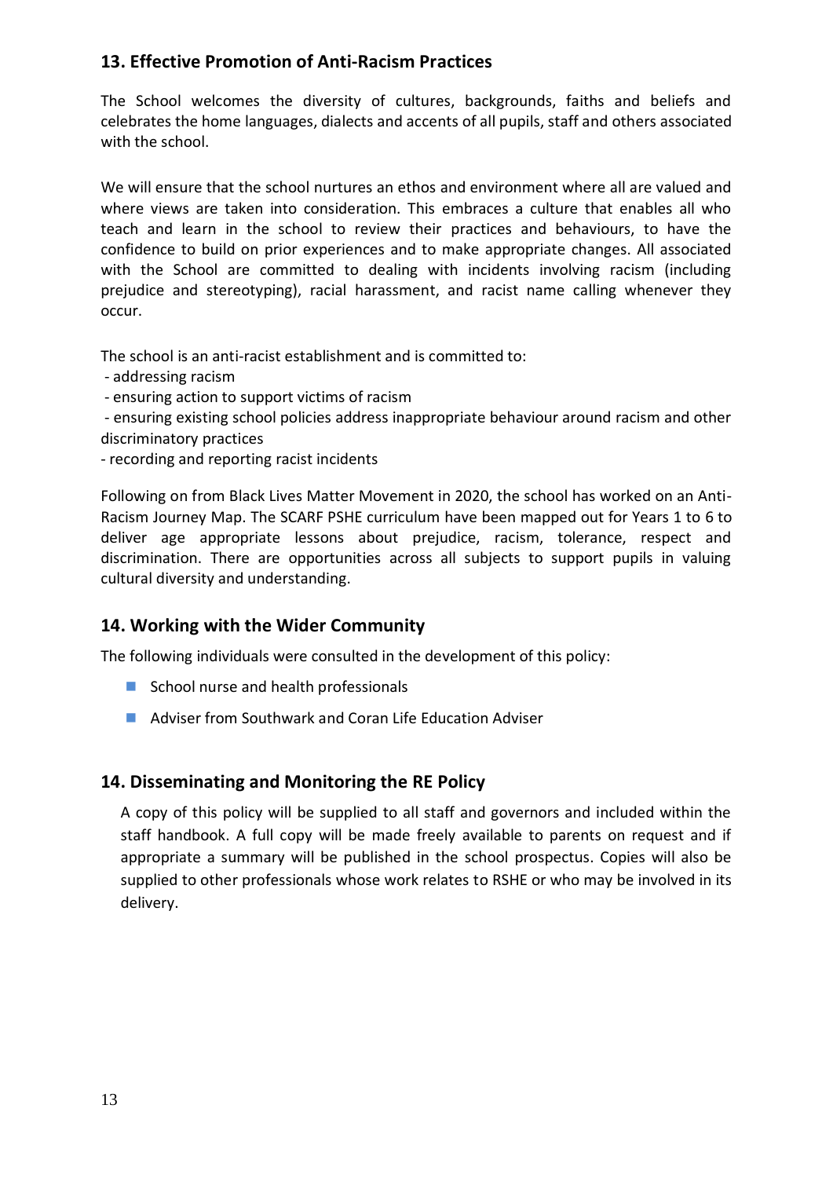## 13. Effective Promotion of Anti-Racism Practices

The School welcomes the diversity of cultures, backgrounds, faiths and beliefs and celebrates the home languages, dialects and accents of all pupils, staff and others associated with the school.

We will ensure that the school nurtures an ethos and environment where all are valued and where views are taken into consideration. This embraces a culture that enables all who teach and learn in the school to review their practices and behaviours, to have the confidence to build on prior experiences and to make appropriate changes. All associated with the School are committed to dealing with incidents involving racism (including prejudice and stereotyping), racial harassment, and racist name calling whenever they occur.

The school is an anti-racist establishment and is committed to:

- addressing racism
- ensuring action to support victims of racism
- ensuring existing school policies address inappropriate behaviour around racism and other discriminatory practices
- recording and reporting racist incidents

Following on from Black Lives Matter Movement in 2020, the school has worked on an Anti-Racism Journey Map. The SCARF PSHE curriculum have been mapped out for Years 1 to 6 to deliver age appropriate lessons about prejudice, racism, tolerance, respect and discrimination. There are opportunities across all subjects to support pupils in valuing cultural diversity and understanding.

## 14. Working with the Wider Community

The following individuals were consulted in the development of this policy:

- School nurse and health professionals
- Adviser from Southwark and Coran Life Education Adviser

## 14. Disseminating and Monitoring the RE Policy

A copy of this policy will be supplied to all staff and governors and included within the staff handbook. A full copy will be made freely available to parents on request and if appropriate a summary will be published in the school prospectus. Copies will also be supplied to other professionals whose work relates to RSHE or who may be involved in its delivery.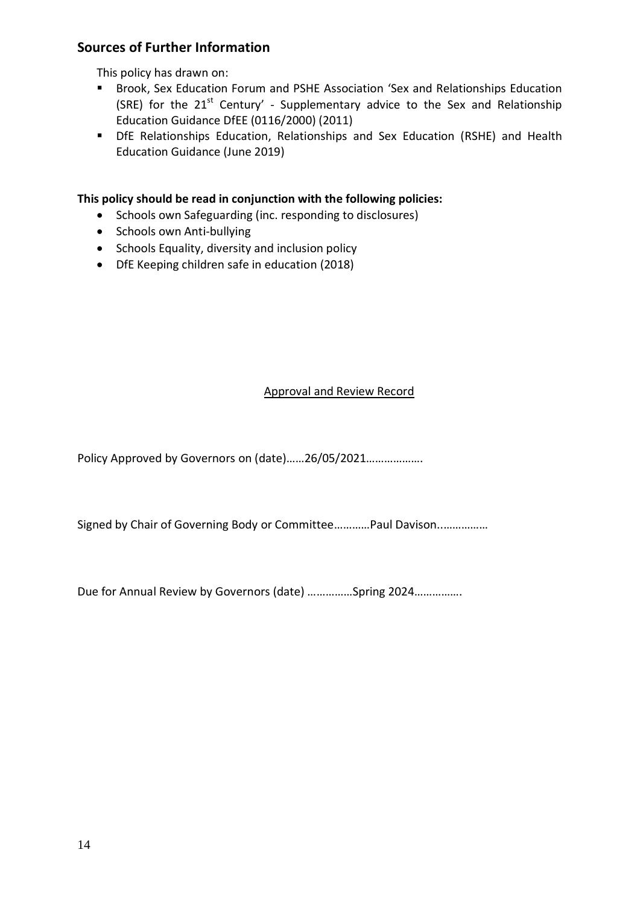## Sources of Further Information

This policy has drawn on:

- Brook, Sex Education Forum and PSHE Association 'Sex and Relationships Education (SRE) for the 21st Century' - Supplementary advice to the Sex and Relationship Education Guidance DfEE (0116/2000) (2011)
- DfE Relationships Education, Relationships and Sex Education (RSHE) and Health Education Guidance (June 2019)

**This policy should be read in conjunction with the following policies:**

- Schools own Safeguarding (inc. responding to disclosures)
- Schools own Anti-bullying
- Schools Equality, diversity and inclusion policy
- DfE Keeping children safe in education (2018)

Approval and Review Record

Policy Approved by Governors on (date)……26/05/2021……………….

Signed by Chair of Governing Body or Committee…………Paul Davison..……………

Due for Annual Review by Governors (date) ……………Spring 2024…………….